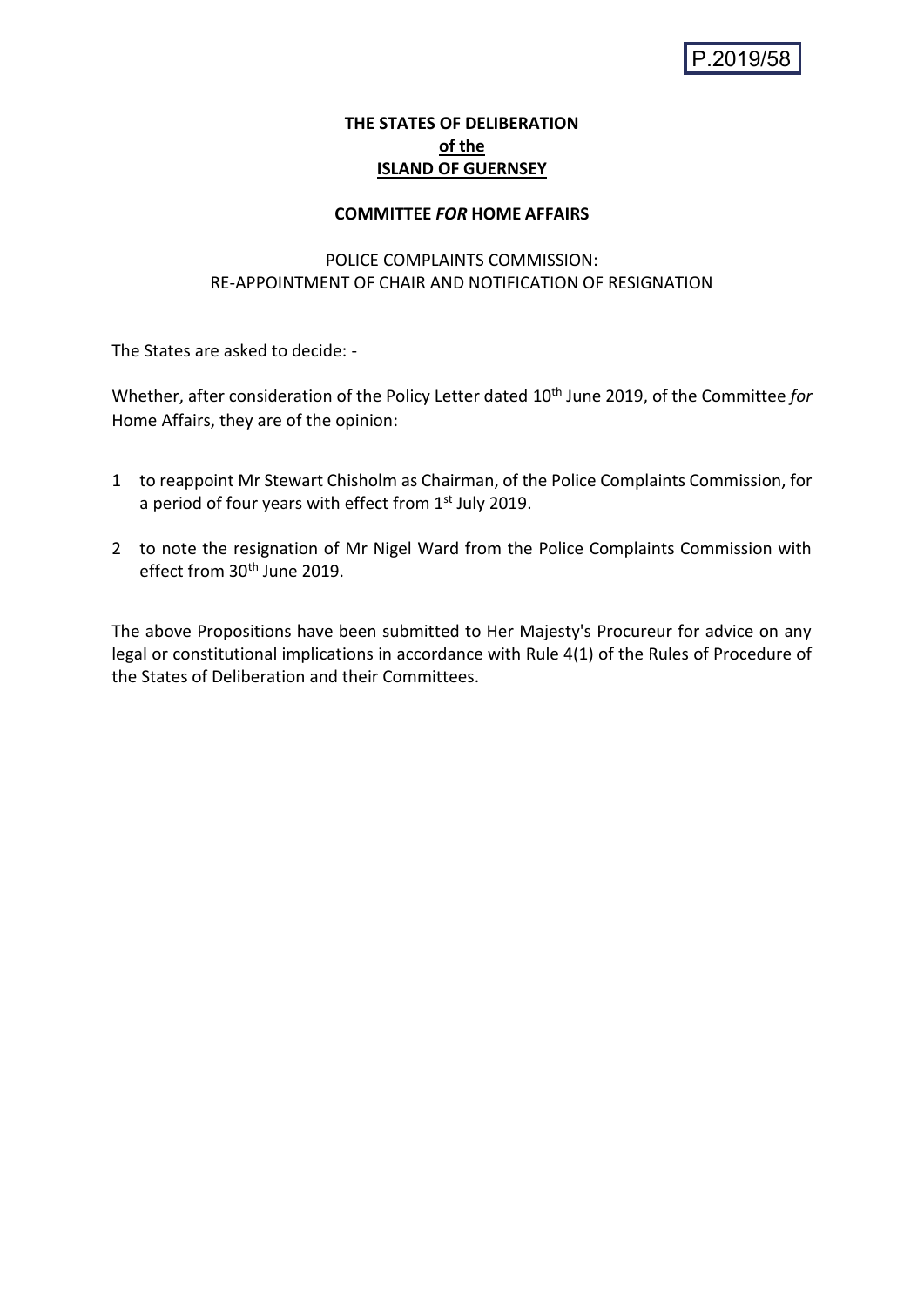P.2019/58

**THE STATES OF DELIBERATION**
**of the**
**ISLAND OF GUERNSEY**

**COMMITTEE *FOR* HOME AFFAIRS**

POLICE COMPLAINTS COMMISSION:
RE-APPOINTMENT OF CHAIR AND NOTIFICATION OF RESIGNATION

The States are asked to decide: -

Whether, after consideration of the Policy Letter dated 10th June 2019, of the Committee *for* Home Affairs, they are of the opinion:

1. to reappoint Mr Stewart Chisholm as Chairman, of the Police Complaints Commission, for a period of four years with effect from 1st July 2019.

2. to note the resignation of Mr Nigel Ward from the Police Complaints Commission with effect from 30th June 2019.

The above Propositions have been submitted to Her Majesty's Procureur for advice on any legal or constitutional implications in accordance with Rule 4(1) of the Rules of Procedure of the States of Deliberation and their Committees.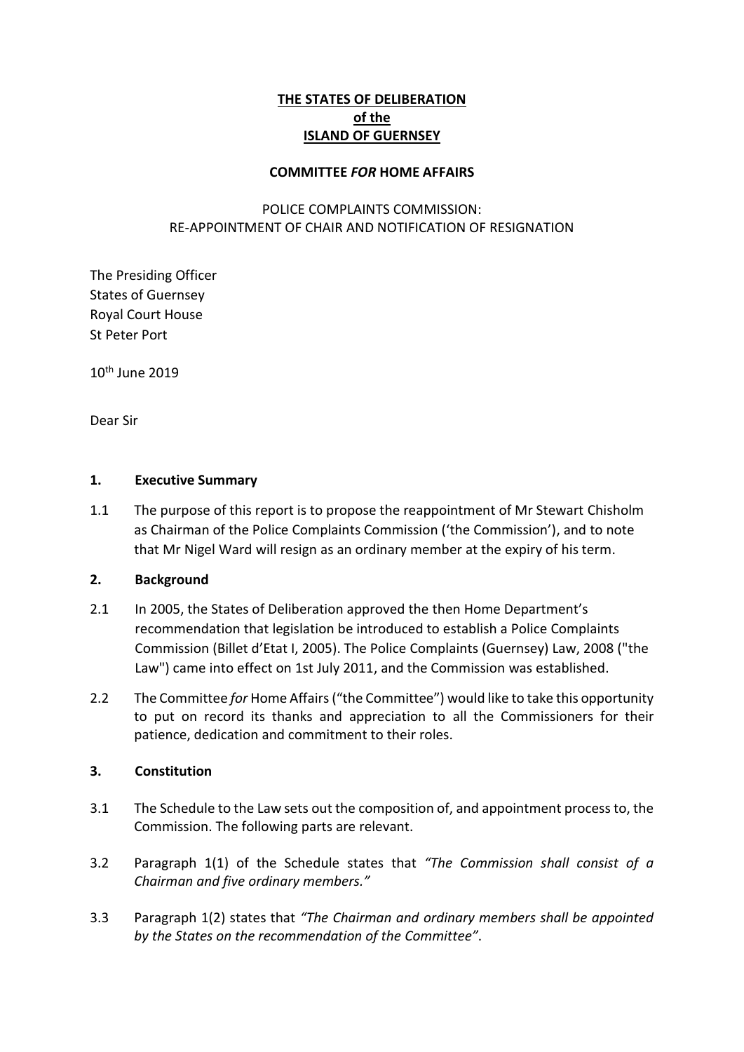**THE STATES OF DELIBERATION**
**of the**
**ISLAND OF GUERNSEY**

**COMMITTEE *FOR* HOME AFFAIRS**

POLICE COMPLAINTS COMMISSION:
RE-APPOINTMENT OF CHAIR AND NOTIFICATION OF RESIGNATION

The Presiding Officer
States of Guernsey
Royal Court House
St Peter Port

10th June 2019

Dear Sir

## 1. Executive Summary

1.1 The purpose of this report is to propose the reappointment of Mr Stewart Chisholm as Chairman of the Police Complaints Commission ('the Commission'), and to note that Mr Nigel Ward will resign as an ordinary member at the expiry of his term.

## 2. Background

2.1 In 2005, the States of Deliberation approved the then Home Department's recommendation that legislation be introduced to establish a Police Complaints Commission (Billet d'Etat I, 2005). The Police Complaints (Guernsey) Law, 2008 ("the Law") came into effect on 1st July 2011, and the Commission was established.

2.2 The Committee *for* Home Affairs ("the Committee") would like to take this opportunity to put on record its thanks and appreciation to all the Commissioners for their patience, dedication and commitment to their roles.

## 3. Constitution

3.1 The Schedule to the Law sets out the composition of, and appointment process to, the Commission. The following parts are relevant.

3.2 Paragraph 1(1) of the Schedule states that *"The Commission shall consist of a Chairman and five ordinary members."*

3.3 Paragraph 1(2) states that *"The Chairman and ordinary members shall be appointed by the States on the recommendation of the Committee"*.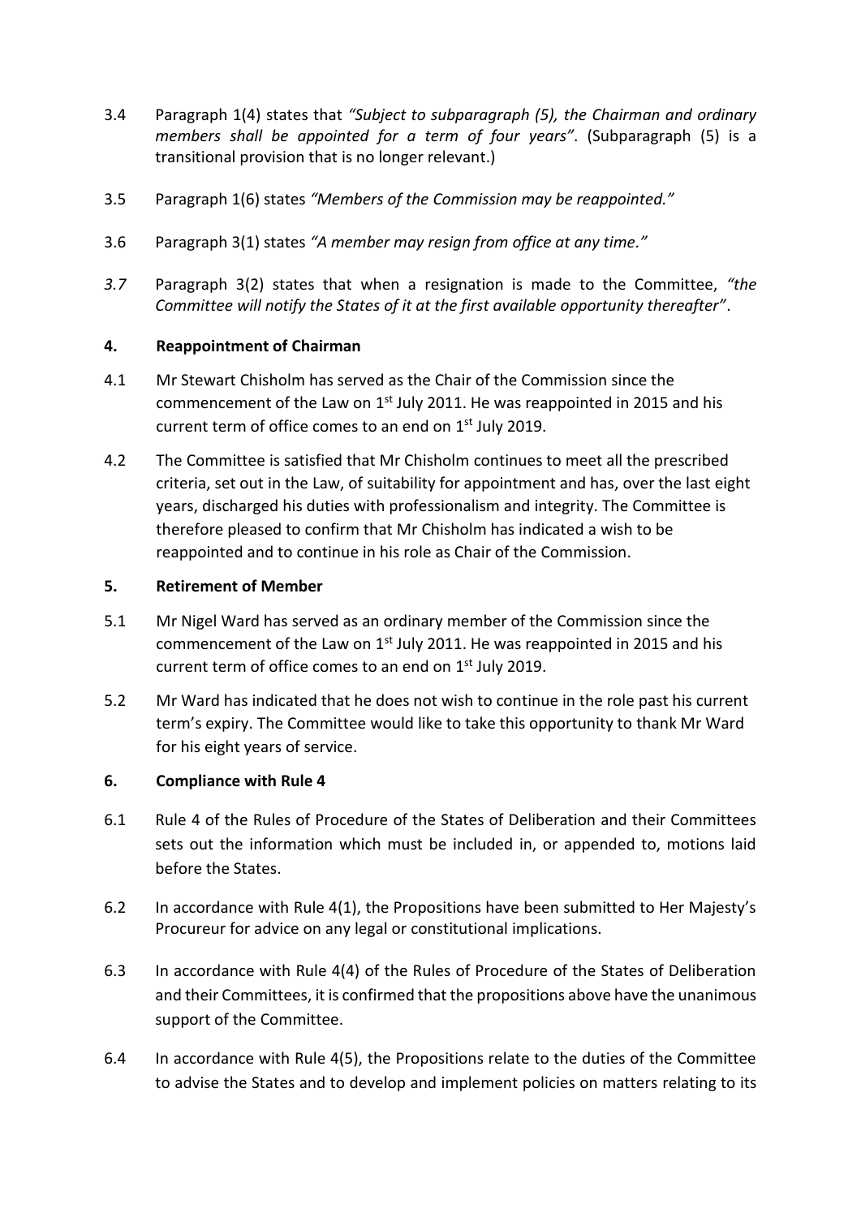3.4 Paragraph 1(4) states that *"Subject to subparagraph (5), the Chairman and ordinary members shall be appointed for a term of four years"*. (Subparagraph (5) is a transitional provision that is no longer relevant.)

3.5 Paragraph 1(6) states *"Members of the Commission may be reappointed."*

3.6 Paragraph 3(1) states *"A member may resign from office at any time."*

*3.7* Paragraph 3(2) states that when a resignation is made to the Committee, *"the Committee will notify the States of it at the first available opportunity thereafter"*.

## 4. Reappointment of Chairman

4.1 Mr Stewart Chisholm has served as the Chair of the Commission since the commencement of the Law on 1st July 2011. He was reappointed in 2015 and his current term of office comes to an end on 1st July 2019.

4.2 The Committee is satisfied that Mr Chisholm continues to meet all the prescribed criteria, set out in the Law, of suitability for appointment and has, over the last eight years, discharged his duties with professionalism and integrity. The Committee is therefore pleased to confirm that Mr Chisholm has indicated a wish to be reappointed and to continue in his role as Chair of the Commission.

## 5. Retirement of Member

5.1 Mr Nigel Ward has served as an ordinary member of the Commission since the commencement of the Law on 1st July 2011. He was reappointed in 2015 and his current term of office comes to an end on 1st July 2019.

5.2 Mr Ward has indicated that he does not wish to continue in the role past his current term's expiry. The Committee would like to take this opportunity to thank Mr Ward for his eight years of service.

## 6. Compliance with Rule 4

6.1 Rule 4 of the Rules of Procedure of the States of Deliberation and their Committees sets out the information which must be included in, or appended to, motions laid before the States.

6.2 In accordance with Rule 4(1), the Propositions have been submitted to Her Majesty's Procureur for advice on any legal or constitutional implications.

6.3 In accordance with Rule 4(4) of the Rules of Procedure of the States of Deliberation and their Committees, it is confirmed that the propositions above have the unanimous support of the Committee.

6.4 In accordance with Rule 4(5), the Propositions relate to the duties of the Committee to advise the States and to develop and implement policies on matters relating to its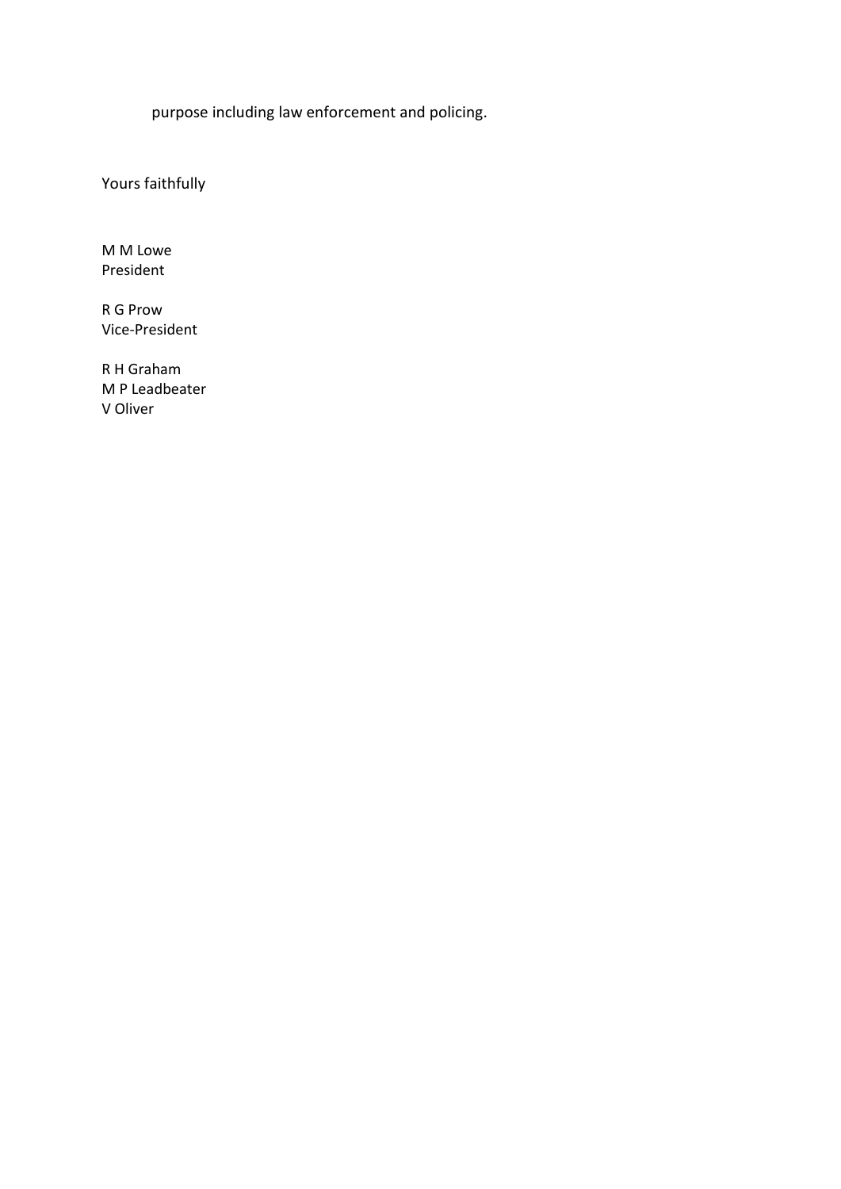purpose including law enforcement and policing.

Yours faithfully

M M Lowe
President

R G Prow
Vice-President

R H Graham
M P Leadbeater
V Oliver